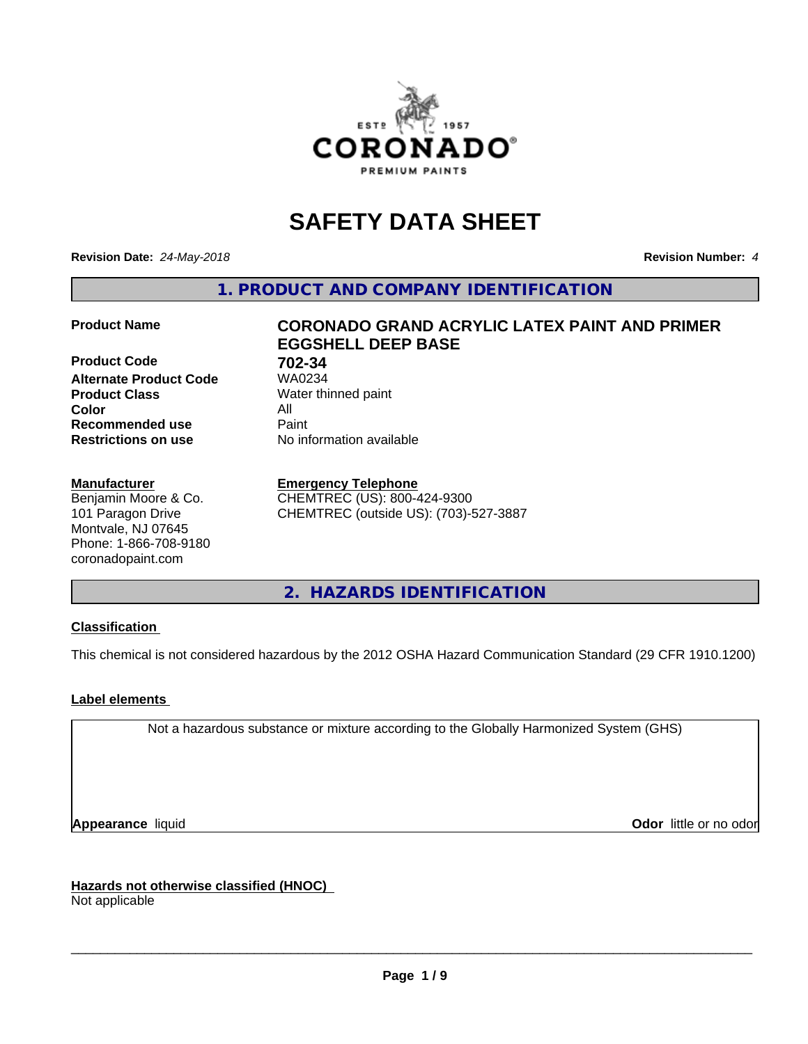# SAFETY DATA SHEET

**Revision Date:** *24-May-2018* **Revision Number:** *4*

## 1. PRODUCT AND COMPANY IDENTIFICATION

| | |
|---|---|
| **Product Name** | **CORONADO GRAND ACRYLIC LATEX PAINT AND PRIMER EGGSHELL DEEP BASE** |
| **Product Code** | **702-34** |
| **Alternate Product Code** | WA0234 |
| **Product Class** | Water thinned paint |
| **Color** | All |
| **Recommended use** | Paint |
| **Restrictions on use** | No information available |

**Manufacturer**
Benjamin Moore & Co.
101 Paragon Drive
Montvale, NJ 07645
Phone: 1-866-708-9180
coronadopaint.com

**Emergency Telephone**
CHEMTREC (US): 800-424-9300
CHEMTREC (outside US): (703)-527-3887

## 2. HAZARDS IDENTIFICATION

**Classification**

This chemical is not considered hazardous by the 2012 OSHA Hazard Communication Standard (29 CFR 1910.1200)

**Label elements**

Not a hazardous substance or mixture according to the Globally Harmonized System (GHS)

**Appearance** liquid **Odor** little or no odor

**Hazards not otherwise classified (HNOC)**
Not applicable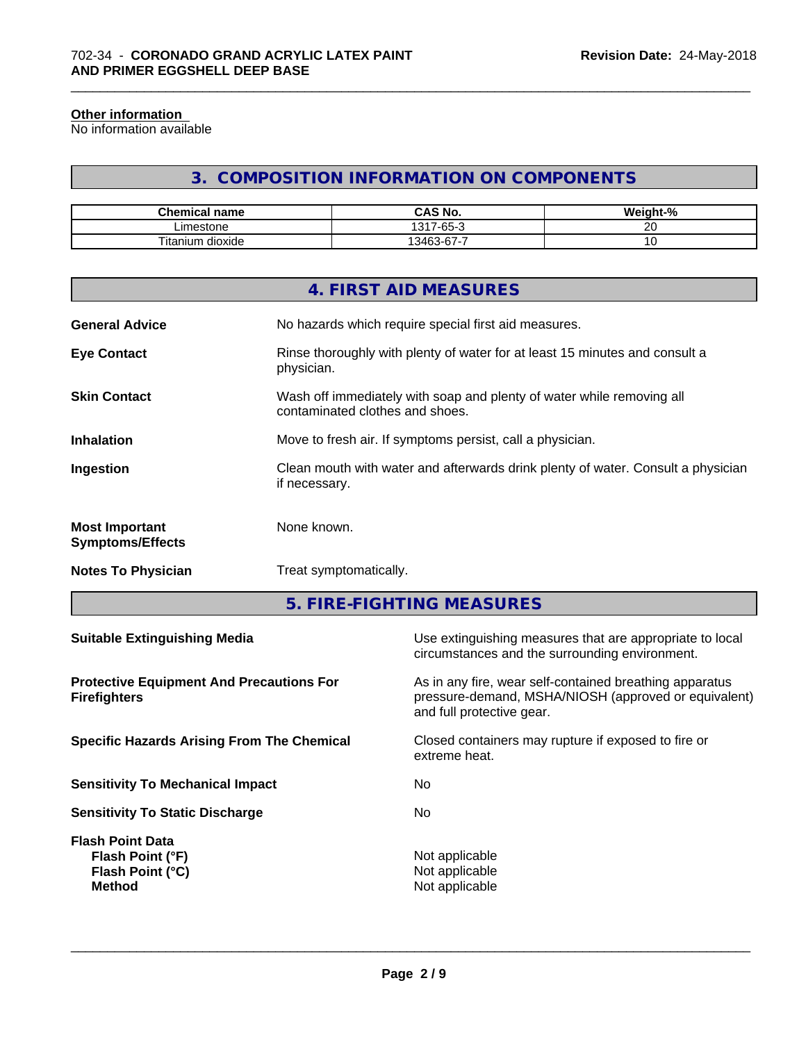### Other information

No information available

## 3. COMPOSITION INFORMATION ON COMPONENTS

| Chemical name | CAS No. | Weight-% |
| --- | --- | --- |
| Limestone | 1317-65-3 | 20 |
| Titanium dioxide | 13463-67-7 | 10 |

## 4. FIRST AID MEASURES

**General Advice** No hazards which require special first aid measures.

**Eye Contact** Rinse thoroughly with plenty of water for at least 15 minutes and consult a physician.

**Skin Contact** Wash off immediately with soap and plenty of water while removing all contaminated clothes and shoes.

**Inhalation** Move to fresh air. If symptoms persist, call a physician.

**Ingestion** Clean mouth with water and afterwards drink plenty of water. Consult a physician if necessary.

**Most Important Symptoms/Effects** None known.

**Notes To Physician** Treat symptomatically.

## 5. FIRE-FIGHTING MEASURES

**Suitable Extinguishing Media** Use extinguishing measures that are appropriate to local circumstances and the surrounding environment.

**Protective Equipment And Precautions For Firefighters** As in any fire, wear self-contained breathing apparatus pressure-demand, MSHA/NIOSH (approved or equivalent) and full protective gear.

**Specific Hazards Arising From The Chemical** Closed containers may rupture if exposed to fire or extreme heat.

**Sensitivity To Mechanical Impact** No

**Sensitivity To Static Discharge** No

**Flash Point Data**
- **Flash Point (°F)** Not applicable
- **Flash Point (°C)** Not applicable
- **Method** Not applicable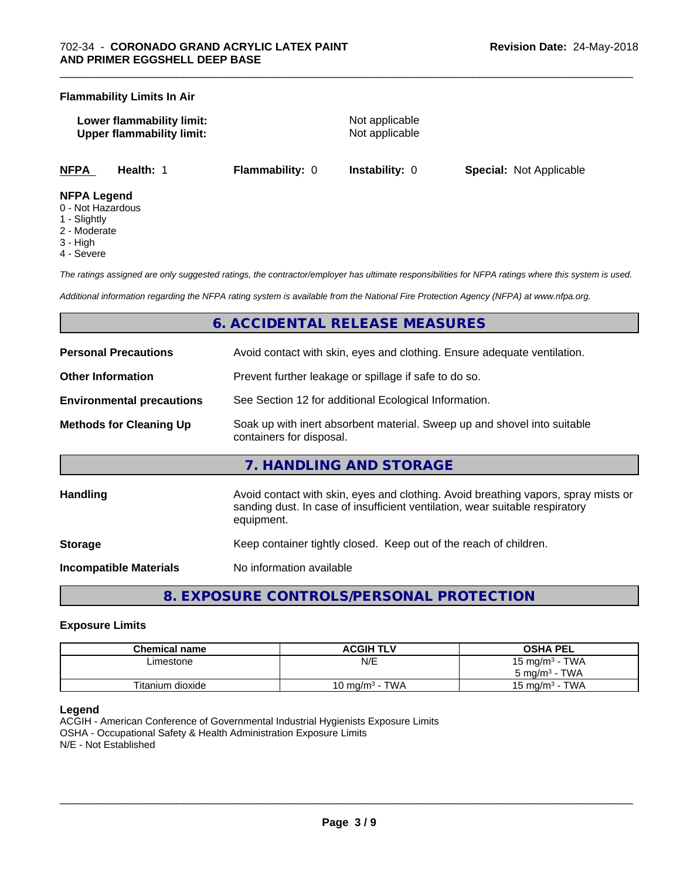### Flammability Limits In Air

**Lower flammability limit:** Not applicable
**Upper flammability limit:** Not applicable

**NFPA** **Health:** 1 **Flammability:** 0 **Instability:** 0 **Special:** Not Applicable

**NFPA Legend**
0 - Not Hazardous
1 - Slightly
2 - Moderate
3 - High
4 - Severe

*The ratings assigned are only suggested ratings, the contractor/employer has ultimate responsibilities for NFPA ratings where this system is used.*

*Additional information regarding the NFPA rating system is available from the National Fire Protection Agency (NFPA) at www.nfpa.org.*

## 6. ACCIDENTAL RELEASE MEASURES

**Personal Precautions** Avoid contact with skin, eyes and clothing. Ensure adequate ventilation.

**Other Information** Prevent further leakage or spillage if safe to do so.

**Environmental precautions** See Section 12 for additional Ecological Information.

**Methods for Cleaning Up** Soak up with inert absorbent material. Sweep up and shovel into suitable containers for disposal.

## 7. HANDLING AND STORAGE

**Handling** Avoid contact with skin, eyes and clothing. Avoid breathing vapors, spray mists or sanding dust. In case of insufficient ventilation, wear suitable respiratory equipment.

**Storage** Keep container tightly closed. Keep out of the reach of children.

**Incompatible Materials** No information available

## 8. EXPOSURE CONTROLS/PERSONAL PROTECTION

### Exposure Limits

| Chemical name | ACGIH TLV | OSHA PEL |
|---|---|---|
| Limestone | N/E | 15 mg/m³ - TWA<br>5 mg/m³ - TWA |
| Titanium dioxide | 10 mg/m³ - TWA | 15 mg/m³ - TWA |

**Legend**
ACGIH - American Conference of Governmental Industrial Hygienists Exposure Limits
OSHA - Occupational Safety & Health Administration Exposure Limits
N/E - Not Established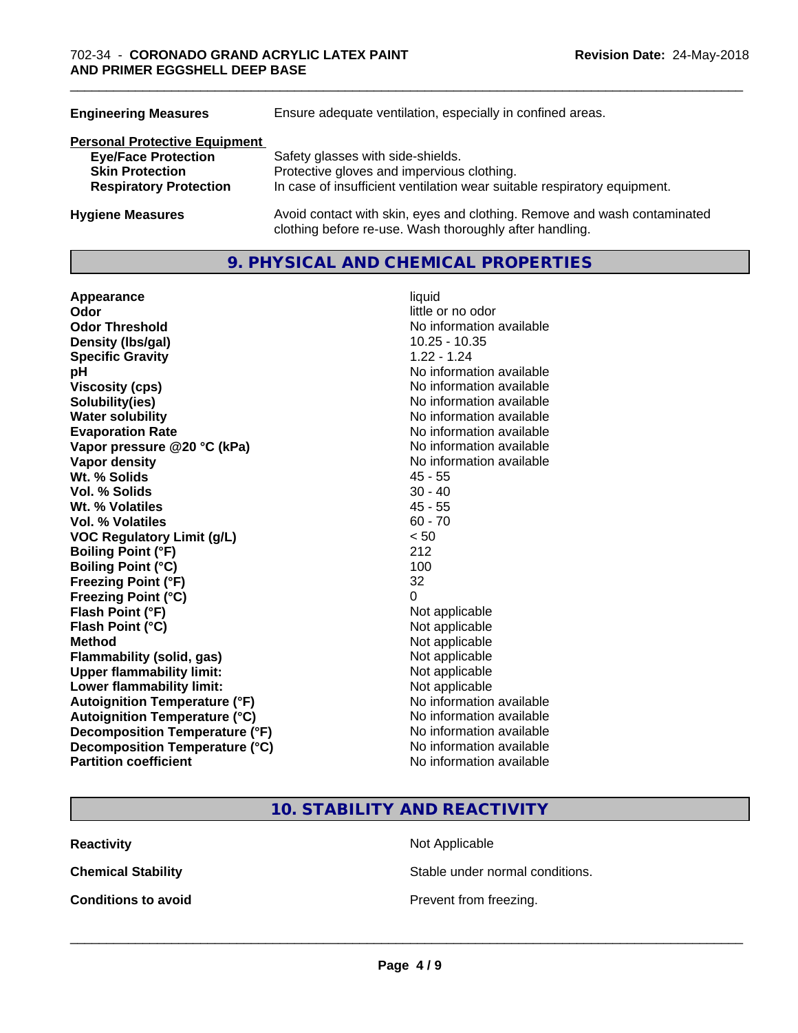| | |
|---|---|
| **Engineering Measures** | Ensure adequate ventilation, especially in confined areas. |

**Personal Protective Equipment**

| | |
|---|---|
| **Eye/Face Protection** | Safety glasses with side-shields. |
| **Skin Protection** | Protective gloves and impervious clothing. |
| **Respiratory Protection** | In case of insufficient ventilation wear suitable respiratory equipment. |

| | |
|---|---|
| **Hygiene Measures** | Avoid contact with skin, eyes and clothing. Remove and wash contaminated clothing before re-use. Wash thoroughly after handling. |

## 9. PHYSICAL AND CHEMICAL PROPERTIES

| | |
|---|---|
| **Appearance** | liquid |
| **Odor** | little or no odor |
| **Odor Threshold** | No information available |
| **Density (lbs/gal)** | 10.25 - 10.35 |
| **Specific Gravity** | 1.22 - 1.24 |
| **pH** | No information available |
| **Viscosity (cps)** | No information available |
| **Solubility(ies)** | No information available |
| **Water solubility** | No information available |
| **Evaporation Rate** | No information available |
| **Vapor pressure @20 °C (kPa)** | No information available |
| **Vapor density** | No information available |
| **Wt. % Solids** | 45 - 55 |
| **Vol. % Solids** | 30 - 40 |
| **Wt. % Volatiles** | 45 - 55 |
| **Vol. % Volatiles** | 60 - 70 |
| **VOC Regulatory Limit (g/L)** | < 50 |
| **Boiling Point (°F)** | 212 |
| **Boiling Point (°C)** | 100 |
| **Freezing Point (°F)** | 32 |
| **Freezing Point (°C)** | 0 |
| **Flash Point (°F)** | Not applicable |
| **Flash Point (°C)** | Not applicable |
| **Method** | Not applicable |
| **Flammability (solid, gas)** | Not applicable |
| **Upper flammability limit:** | Not applicable |
| **Lower flammability limit:** | Not applicable |
| **Autoignition Temperature (°F)** | No information available |
| **Autoignition Temperature (°C)** | No information available |
| **Decomposition Temperature (°F)** | No information available |
| **Decomposition Temperature (°C)** | No information available |
| **Partition coefficient** | No information available |

## 10. STABILITY AND REACTIVITY

| | |
|---|---|
| **Reactivity** | Not Applicable |
| **Chemical Stability** | Stable under normal conditions. |
| **Conditions to avoid** | Prevent from freezing. |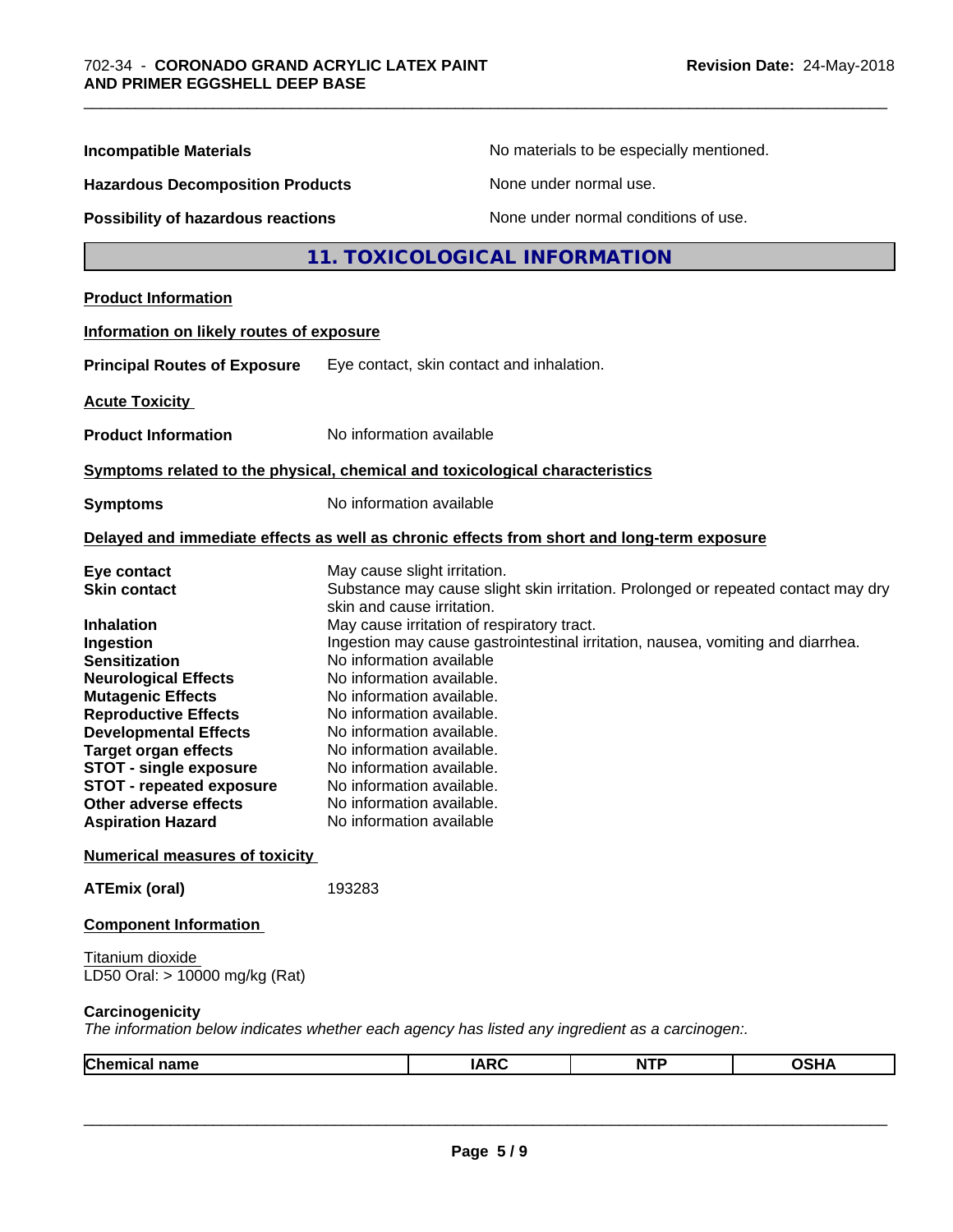**Incompatible Materials** No materials to be especially mentioned.

**Hazardous Decomposition Products** None under normal use.

**Possibility of hazardous reactions** None under normal conditions of use.

## 11. TOXICOLOGICAL INFORMATION

**Product Information**

**Information on likely routes of exposure**

**Principal Routes of Exposure** Eye contact, skin contact and inhalation.

**Acute Toxicity**

**Product Information** No information available

**Symptoms related to the physical, chemical and toxicological characteristics**

**Symptoms** No information available

**Delayed and immediate effects as well as chronic effects from short and long-term exposure**

**Eye contact** May cause slight irritation.
**Skin contact** Substance may cause slight skin irritation. Prolonged or repeated contact may dry skin and cause irritation.
**Inhalation** May cause irritation of respiratory tract.
**Ingestion** Ingestion may cause gastrointestinal irritation, nausea, vomiting and diarrhea.
**Sensitization** No information available
**Neurological Effects** No information available.
**Mutagenic Effects** No information available.
**Reproductive Effects** No information available.
**Developmental Effects** No information available.
**Target organ effects** No information available.
**STOT - single exposure** No information available.
**STOT - repeated exposure** No information available.
**Other adverse effects** No information available.
**Aspiration Hazard** No information available

**Numerical measures of toxicity**

**ATEmix (oral)** 193283

**Component Information**

Titanium dioxide
LD50 Oral: > 10000 mg/kg (Rat)

**Carcinogenicity**
*The information below indicates whether each agency has listed any ingredient as a carcinogen:.*

| Chemical name | IARC | NTP | OSHA |
|---|---|---|---|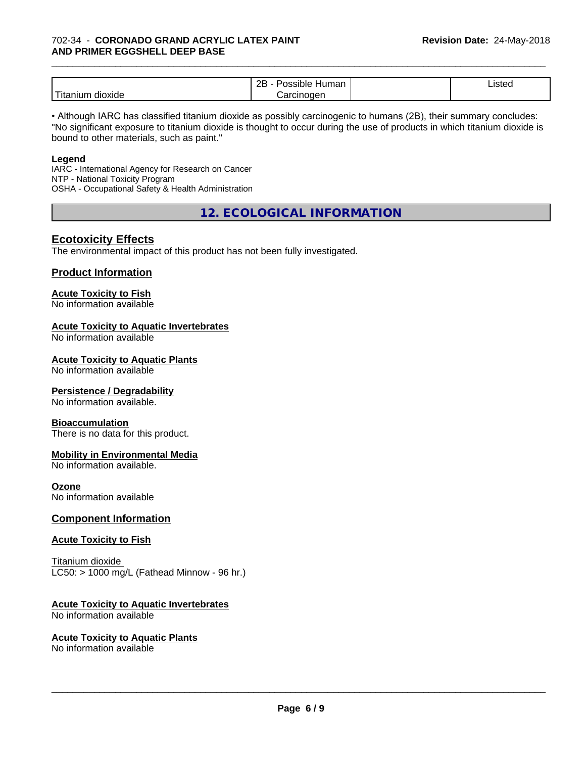| Titanium dioxide | 2B - Possible Human Carcinogen | | Listed |
|---|---|---|---|

• Although IARC has classified titanium dioxide as possibly carcinogenic to humans (2B), their summary concludes: "No significant exposure to titanium dioxide is thought to occur during the use of products in which titanium dioxide is bound to other materials, such as paint."

**Legend**

IARC - International Agency for Research on Cancer
NTP - National Toxicity Program
OSHA - Occupational Safety & Health Administration

## 12. ECOLOGICAL INFORMATION

### Ecotoxicity Effects

The environmental impact of this product has not been fully investigated.

### Product Information

**Acute Toxicity to Fish**

No information available

**Acute Toxicity to Aquatic Invertebrates**

No information available

**Acute Toxicity to Aquatic Plants**

No information available

**Persistence / Degradability**

No information available.

**Bioaccumulation**

There is no data for this product.

**Mobility in Environmental Media**

No information available.

**Ozone**

No information available

### Component Information

**Acute Toxicity to Fish**

Titanium dioxide
LC50: > 1000 mg/L (Fathead Minnow - 96 hr.)

**Acute Toxicity to Aquatic Invertebrates**

No information available

**Acute Toxicity to Aquatic Plants**

No information available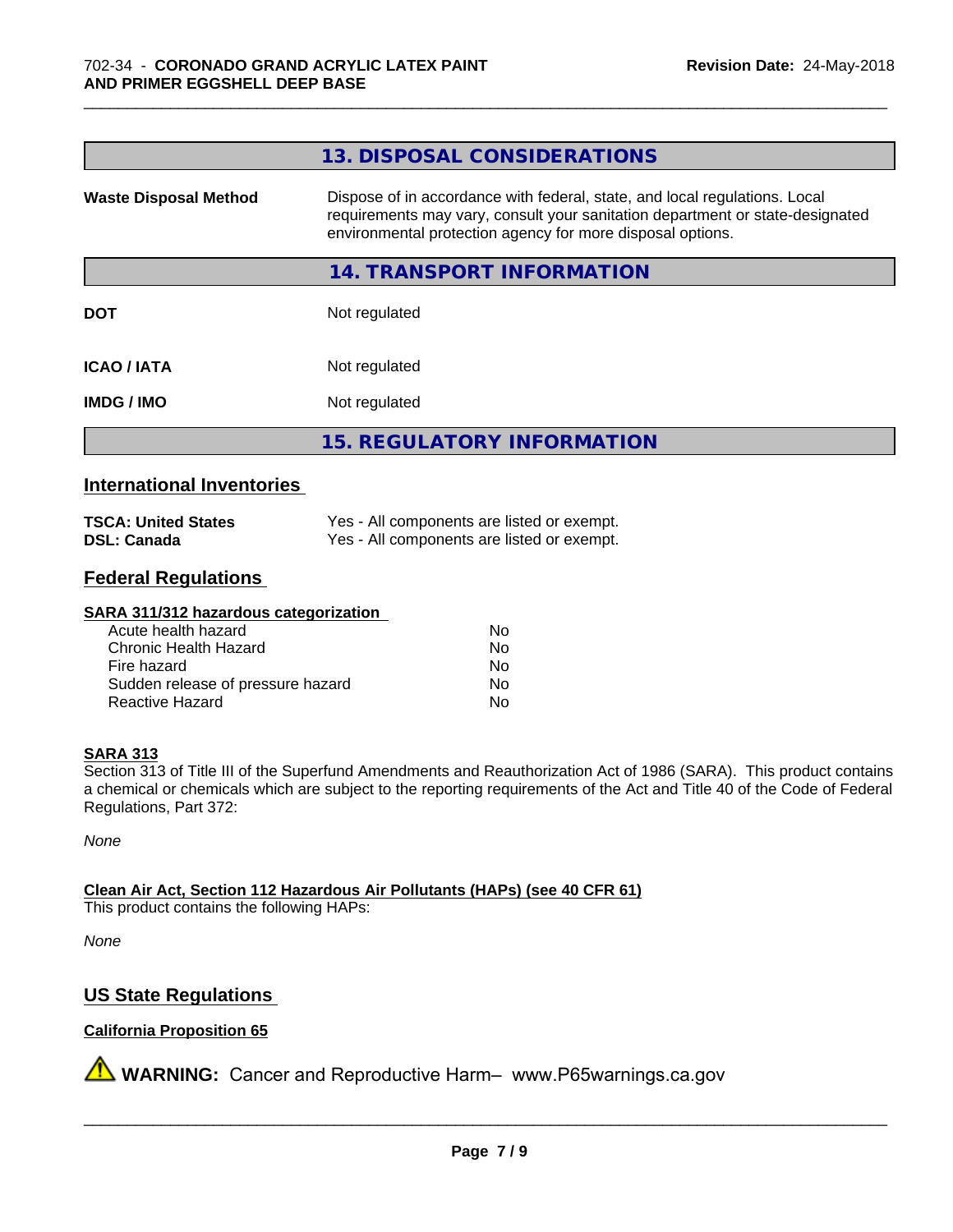## 13. DISPOSAL CONSIDERATIONS

| | |
|---|---|
| **Waste Disposal Method** | Dispose of in accordance with federal, state, and local regulations. Local requirements may vary, consult your sanitation department or state-designated environmental protection agency for more disposal options. |

## 14. TRANSPORT INFORMATION

| | |
|---|---|
| **DOT** | Not regulated |
| **ICAO / IATA** | Not regulated |
| **IMDG / IMO** | Not regulated |

## 15. REGULATORY INFORMATION

### International Inventories

| | |
|---|---|
| **TSCA: United States** | Yes - All components are listed or exempt. |
| **DSL: Canada** | Yes - All components are listed or exempt. |

### Federal Regulations

**SARA 311/312 hazardous categorization**

| | |
|---|---|
| Acute health hazard | No |
| Chronic Health Hazard | No |
| Fire hazard | No |
| Sudden release of pressure hazard | No |
| Reactive Hazard | No |

**SARA 313**

Section 313 of Title III of the Superfund Amendments and Reauthorization Act of 1986 (SARA). This product contains a chemical or chemicals which are subject to the reporting requirements of the Act and Title 40 of the Code of Federal Regulations, Part 372:

*None*

**Clean Air Act, Section 112 Hazardous Air Pollutants (HAPs) (see 40 CFR 61)**

This product contains the following HAPs:

*None*

### US State Regulations

**California Proposition 65**

⚠ **WARNING:** Cancer and Reproductive Harm– www.P65warnings.ca.gov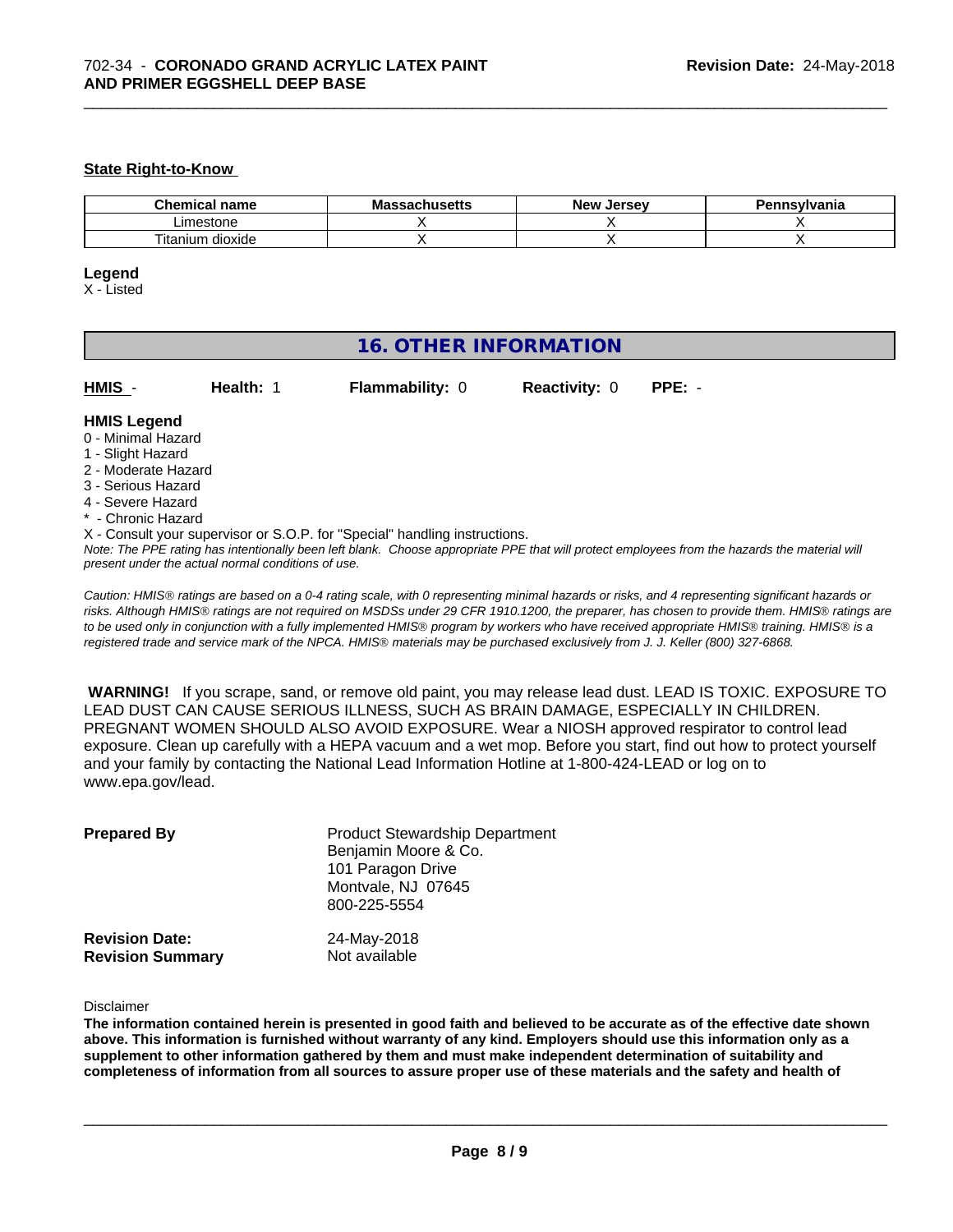**State Right-to-Know**

| Chemical name | Massachusetts | New Jersey | Pennsylvania |
|---|---|---|---|
| Limestone | X | X | X |
| Titanium dioxide | X | X | X |

**Legend**

X - Listed

## 16. OTHER INFORMATION

| **HMIS** - | **Health:** 1 | **Flammability:** 0 | **Reactivity:** 0 | **PPE:** - |
|---|---|---|---|---|

**HMIS Legend**

0 - Minimal Hazard
1 - Slight Hazard
2 - Moderate Hazard
3 - Serious Hazard
4 - Severe Hazard
* - Chronic Hazard
X - Consult your supervisor or S.O.P. for "Special" handling instructions.

*Note: The PPE rating has intentionally been left blank. Choose appropriate PPE that will protect employees from the hazards the material will present under the actual normal conditions of use.*

*Caution: HMIS® ratings are based on a 0-4 rating scale, with 0 representing minimal hazards or risks, and 4 representing significant hazards or risks. Although HMIS® ratings are not required on MSDSs under 29 CFR 1910.1200, the preparer, has chosen to provide them. HMIS® ratings are to be used only in conjunction with a fully implemented HMIS® program by workers who have received appropriate HMIS® training. HMIS® is a registered trade and service mark of the NPCA. HMIS® materials may be purchased exclusively from J. J. Keller (800) 327-6868.*

**WARNING!** If you scrape, sand, or remove old paint, you may release lead dust. LEAD IS TOXIC. EXPOSURE TO LEAD DUST CAN CAUSE SERIOUS ILLNESS, SUCH AS BRAIN DAMAGE, ESPECIALLY IN CHILDREN. PREGNANT WOMEN SHOULD ALSO AVOID EXPOSURE. Wear a NIOSH approved respirator to control lead exposure. Clean up carefully with a HEPA vacuum and a wet mop. Before you start, find out how to protect yourself and your family by contacting the National Lead Information Hotline at 1-800-424-LEAD or log on to www.epa.gov/lead.

**Prepared By**
Product Stewardship Department
Benjamin Moore & Co.
101 Paragon Drive
Montvale, NJ 07645
800-225-5554

**Revision Date:** 24-May-2018
**Revision Summary** Not available

Disclaimer

**The information contained herein is presented in good faith and believed to be accurate as of the effective date shown above. This information is furnished without warranty of any kind. Employers should use this information only as a supplement to other information gathered by them and must make independent determination of suitability and completeness of information from all sources to assure proper use of these materials and the safety and health of**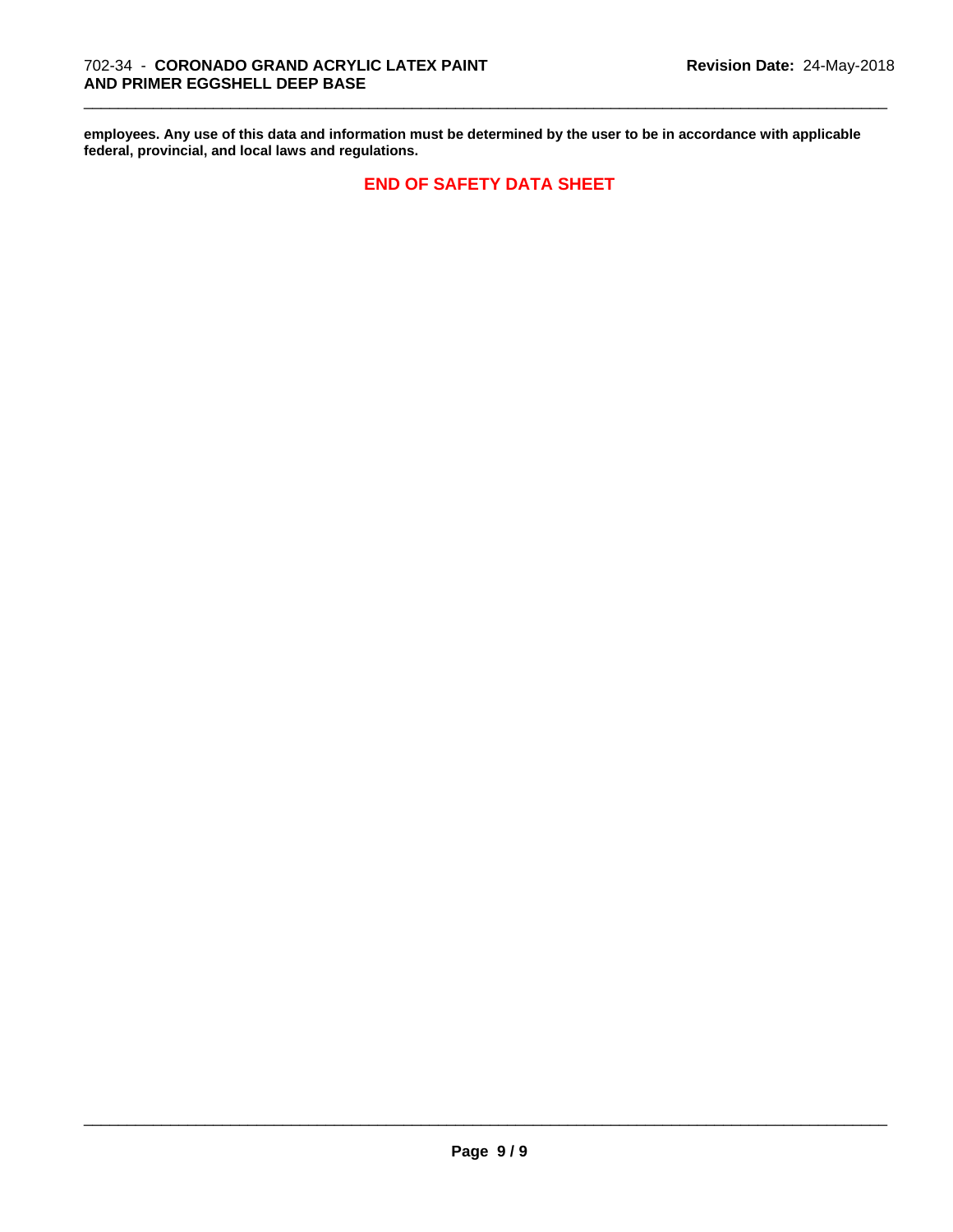**employees. Any use of this data and information must be determined by the user to be in accordance with applicable federal, provincial, and local laws and regulations.**

**END OF SAFETY DATA SHEET**